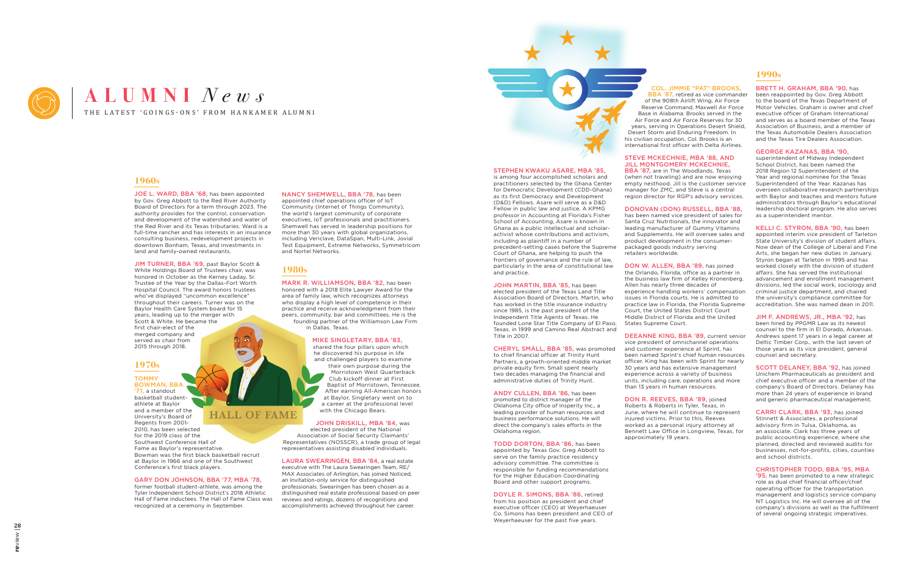# ALUMNI *News*

THE LATEST 'GOINGS-ONS' FROM HANKAMER ALUMNI

## 1960s

**JOE L. WARD, BBA '68,** has been appointed by Gov. Greg Abbott to the Red River Authority Board of Directors for a term through 2023. The authority provides for the control, conservation and development of the watershed and water of the Red River and its Texas tributaries. Ward is a full-time rancher and has interests in an insurance consulting business, redevelopment projects in downtown Bonham, Texas, and investments in land and family-owned restaurants.

**JIM TURNER, BBA '69,** past Baylor Scott & White Holdings Board of Trustees chair, was honored in October as the Kerney Laday, Sr. Trustee of the Year by the Dallas-Fort Worth Hospital Council. The award honors trustees who've displayed "uncommon excellence" throughout their careers. Turner was on the Baylor Health Care System board for 15 years, leading up to the merger with Scott & White. He became the first chair-elect of the merged company and served as chair from 2015 through 2018.

## 1970s

**TOMMY BOWMAN, BBA '71,** a standout basketball student-athlete at Baylor and a member of the University's Board of Regents from 2001-2010, has been selected for the 2019 class of the Southwest Conference Hall of Fame as Baylor's representative. Bowman was the first black basketball recruit at Baylor in 1966 and one of the Southwest Conference's first black players.

HALL OF FAME

**GARY DON JOHNSON, BBA '77, MBA '78,** former football student-athlete, was among the Tyler Independent School District's 2018 Athletic Hall of Fame inductees. The Hall of Fame Class was recognized at a ceremony in September.

**NANCY SHEMWELL, BBA '78,** has been appointed chief operations officer of IoT Community (Internet of Things Community), the world's largest community of corporate executives, IoT professionals and practitioners. Shemwell has served in leadership positions for more than 30 years with global organizations, including Vericlave, DataSpan, Multi-Link, Jovial Test Equipment, Extreme Networks, Symmetricom and Nortel Networks.

## 1980s

**MARK R. WILLIAMSON, BBA '82,** has been honored with a 2018 Elite Lawyer Award for the area of family law, which recognizes attorneys who display a high level of competence in their practice and receive acknowledgment from their peers, community, bar and committees. He is the founding partner of the Williamson Law Firm in Dallas, Texas.

**MIKE SINGLETARY, BBA '83,** shared the four pillars upon which he discovered his purpose in life and challenged players to examine their own purpose during the Morristown West Quarterback Club kickoff dinner at First Baptist of Morristown, Tennessee. After earning All-American honors at Baylor, Singletary went on to a career at the professional level with the Chicago Bears.

**JOHN DRISKILL, MBA '84,** was elected president of the National Association of Social Security Claimants' Representatives (NOSSCR), a trade group of legal representatives assisting disabled individuals.

**LAURA SWEARINGEN, BBA '84,** a real estate executive with The Laura Swearingen Team, RE/MAX Associates of Arlington, has joined Noticed, an invitation-only service for distinguished professionals. Swearingen has been chosen as a distinguished real estate professional based on peer reviews and ratings, dozens of recognitions and accomplishments achieved throughout her career.

**STEPHEN KWAKU ASARE, MBA '85,** is among four accomplished scholars and practitioners selected by the Ghana Center for Democratic Development (CDD-Ghana) as its first Democracy and Development (D&D) Fellows. Asare will serve as a D&D Fellow in public law and justice. A KPMG professor in Accounting at Florida's Fisher School of Accounting, Asare is known in Ghana as a public intellectual and scholar-activist whose contributions and activism, including as plaintiff in a number of precedent-setting cases before the Supreme Court of Ghana, are helping to push the frontiers of governance and the rule of law, particularly in the area of constitutional law and practice.

**JOHN MARTIN, BBA '85,** has been elected president of the Texas Land Title Association Board of Directors. Martin, who has worked in the title insurance industry since 1985, is the past president of the Independent Title Agents of Texas. He founded Lone Star Title Company of El Paso, Texas, in 1999 and Camino Real Abstract and Title in 2007.

**CHERYL SMALL, BBA '85,** was promoted to chief financial officer at Trinity Hunt Partners, a growth-oriented middle market private equity firm. Small spent nearly two decades managing the financial and administrative duties of Trinity Hunt.

**ANDY CULLEN, BBA '86,** has been promoted to district manager of the Oklahoma City office of Insperity Inc., a leading provider of human resources and business performance solutions. He will direct the company's sales efforts in the Oklahoma region.

**TODD DORTON, BBA '86,** has been appointed by Texas Gov. Greg Abbott to serve on the family practice residency advisory committee. The committee is responsible for funding recommendations for the Higher Education Coordinating Board and other support programs.

**DOYLE R. SIMONS, BBA '86,** retired from his position as president and chief executive officer (CEO) at Weyerhaeuser Co. Simons has been president and CEO of Weyerhaeuser for the past five years.

**COL. JIMMIE "PAT" BROOKS, BBA '87,** retired as vice commander of the 908th Airlift Wing, Air Force Reserve Command, Maxwell Air Force Base in Alabama. Brooks served in the Air Force and Air Force Reserves for 30 years, serving in Operations Desert Shield, Desert Storm and Enduring Freedom. In his civilian occupation, Col. Brooks is an international first officer with Delta Airlines.

**STEVE MCKECHNIE, MBA '88, AND JILL MONTGOMERY MCKECHNIE, BBA '87,** are in The Woodlands, Texas (when not traveling) and are now enjoying empty nesthood. Jill is the customer service manager for ZMC, and Steve is a central region director for RGP's advisory services.

**DONOVAN (DON) RUSSELL, BBA '88,** has been named vice president of sales for Santa Cruz Nutritionals, the innovator and leading manufacturer of Gummy Vitamins and Supplements. He will oversee sales and product development in the consumer-packaged goods industry serving retailers worldwide.

**DON W. ALLEN, BBA '89,** has joined the Orlando, Florida, office as a partner in the business law firm of Kelley Kronenberg. Allen has nearly three decades of experience handling workers' compensation issues in Florida courts. He is admitted to practice law in Florida, the Florida Supreme Court, the United States District Court Middle District of Florida and the United States Supreme Court.

**DEEANNE KING, BBA '89,** current senior vice president of omnichannel operations and customer experience at Sprint, has been named Sprint's chief human resources officer. King has been with Sprint for nearly 30 years and has extensive management experience across a variety of business units, including care, operations and more than 13 years in human resources.

**DON R. REEVES, BBA '89,** joined Roberts & Roberts in Tyler, Texas, in June, where he will continue to represent injured victims. Prior to this, Reeves worked as a personal injury attorney at Bennett Law Office in Longview, Texas, for approximately 19 years.

## 1990s

**BRETT H. GRAHAM, BBA '90,** has been reappointed by Gov. Greg Abbott to the board of the Texas Department of Motor Vehicles. Graham is owner and chief executive officer of Graham International and serves as a board member of the Texas Association of Business, and a member of the Texas Automobile Dealers Association and the Texas Tire Dealers Association.

**GEORGE KAZANAS, BBA '90,** superintendent of Midway Independent School District, has been named the 2018 Region 12 Superintendent of the Year and regional nominee for the Texas Superintendent of the Year. Kazanas has overseen collaborative research partnerships with Baylor and teaches and mentors future administrators through Baylor's educational leadership doctoral program. He also serves as a superintendent mentor.

**KELLI C. STYRON, BBA '90,** has been appointed interim vice president of Tarleton State University's division of student affairs. Now dean of the College of Liberal and Fine Arts, she began her new duties in January. Styron began at Tarleton in 1995 and has worked closely with the division of student affairs. She has served the institutional advancement and enrollment management divisions, led the social work, sociology and criminal justice department, and chaired the university's compliance committee for accreditation. She was named dean in 2011.

**JIM F. ANDREWS, JR., MBA '92,** has been hired by PPGMR Law as its newest counsel to the firm in El Dorado, Arkansas. Andrews spent 17 years in a legal career at Deltic Timber Corp., with the last seven of those years as its vice president, general counsel and secretary.

**SCOTT DELANEY, BBA '92,** has joined Unichem Pharmaceuticals as president and chief executive officer and a member of the company's Board of Directors. Delaney has more than 24 years of experience in brand and generic pharmaceutical management.

**CARRI CLARK, BBA '93,** has joined Stinnett & Associates, a professional advisory firm in Tulsa, Oklahoma, as an associate. Clark has three years of public accounting experience, where she planned, directed and reviewed audits for businesses, not-for-profits, cities, counties and school districts.

**CHRISTOPHER TODD, BBA '95, MBA '95,** has been promoted to a new strategic role as dual chief financial officer/chief operating officer for the transportation management and logistics service company NT Logistics Inc. He will oversee all of the company's divisions as well as the fulfillment of several ongoing strategic imperatives.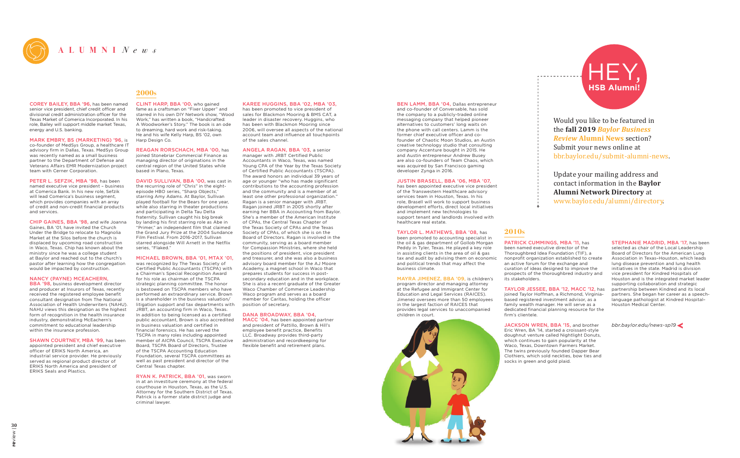# ALUMNI *News*

**COREY BAILEY, BBA '96,** has been named senior vice president, chief credit officer and divisional credit administration officer for the Texas Market of Comerica Incorporated. In his role, Bailey will support middle market Texas, energy and U.S. banking.

**MARK EMBRY, BS (MARKETING) '96,** is co-founder of MedSys Group, a healthcare IT advisory firm in Dallas, Texas. MedSys Group was recently named as a small business partner to the Department of Defense and Veterans Affairs EMR Modernization project team with Cerner Corporation.

**PETER L. SEFZIK, MBA '98,** has been named executive vice president – business at Comerica Bank. In his new role, Sefzik will lead Comerica's business segment, which provides companies with an array of credit and non-credit financial products and services.

**CHIP GAINES, BBA '98,** and wife Joanna Gaines, BA '01, have invited the Church Under the Bridge to relocate to Magnolia Market at the Silos before the church is displaced by upcoming road construction in Waco, Texas. Chip has known about the ministry since he was a college student at Baylor and reached out to the church's pastor after learning how the congregation would be impacted by construction.

**NANCY (PAYNE) MCEACHERN, BBA '98,** business development director and producer at Insurors of Texas, recently received the registered employee benefit consultant designation from The National Association of Health Underwriters (NAHU). NAHU views this designation as the highest form of recognition in the health insurance industry, demonstrating McEachern's commitment to educational leadership within the insurance profession.

**SHAWN COURTNEY, MBA '99,** has been appointed president and chief executive officer of ERIKS North America, an industrial service provider. He previously served as regional product director of ERIKS North America and president of ERIKS Seals and Plastics.

## 2000s

**CLINT HARP, BBA '00,** who gained fame as a craftsman on "Fixer Upper" and starred in his own DIY Network show, "Wood Work," has written a book, "Handcrafted: A Woodworker's Story." The book is an ode to dreaming, hard work and risk-taking. He and his wife Kelly Harp, BS '02, own Harp Design Co.

**REAGAN RORSCHACH, MBA '00,** has joined Stonebriar Commercial Finance as managing director of originations in the central region of the United States while based in Plano, Texas.

**DAVID SULLIVAN, BBA '00,** was cast in the recurring role of "Chris" in the eight-episode HBO series, "Sharp Objects," starring Amy Adams. At Baylor, Sullivan played football for the Bears for one year, while also starring in theater productions and participating in Delta Tau Delta fraternity. Sullivan caught his big break by landing his first starring role as Abe in "Primer," an independent film that claimed the Grand Jury Prize at the 2004 Sundance Film Festival. From 2016-2017, Sullivan starred alongside Will Arnett in the Netflix series, "Flaked."

**MICHAEL BROWN, BBA '01, MTAX '01,** was recognized by The Texas Society of Certified Public Accountants (TSCPA) with a Chairman's Special Recognition Award for his role as chairman of the TSCPA strategic planning committee. The honor is bestowed on TSCPA members who have performed an extraordinary service. Brown is a shareholder in the business valuation/litigation support and tax departments with JRBT, an accounting firm in Waco, Texas. In addition to being licensed as a certified public accountant, Brown is also accredited in business valuation and certified in financial forensics. He has served the TSCPA in many roles including appointed member of AICPA Council, TSCPA Executive Board, TSCPA Board of Directors, Trustee of the TSCPA Accounting Education Foundation, several TSCPA committees as well as past president and director of the Central Texas chapter.

**RYAN K. PATRICK, BBA '01,** was sworn in at an investiture ceremony at the federal courthouse in Houston, Texas, as the U.S. Attorney for the Southern District of Texas. Patrick is a former state district judge and criminal lawyer.

**KAREE HUGGINS, BBA '02, MBA '03,** has been promoted to vice president of sales for Blackmon Mooring & BMS CAT, a leader in disaster recovery. Huggins, who has been with Blackmon Mooring since 2006, will oversee all aspects of the national account team and influence all touchpoints of the sales channel.

**ANGELA RAGAN, BBA '03,** a senior manager with JRBT Certified Public Accountants in Waco, Texas, was named Young CPA of the Year by the Texas Society of Certified Public Accountants (TSCPA). The award honors an individual 39 years of age or younger "who has made significant contributions to the accounting profession and the community and is a member of at least one other professional organization." Ragan is a senior manager with JRBT. Ragan joined JRBT in 2005 shortly after earning her BBA in Accounting from Baylor. She's a member of the American Institute of CPAs, the Central Texas Chapter of the Texas Society of CPAs and the Texas Society of CPAs, of which she is on the Board of Directors. Ragan is involved in the community, serving as a board member for Compassion Ministries, where she held the positions of president, vice president and treasurer, and she was also a business advisory board member for the AJ Moore Academy, a magnet school in Waco that prepares students for success in post-secondary education and in the workplace. She is also a recent graduate of the Greater Waco Chamber of Commerce Leadership Waco program and serves as a board member for Caritas, holding the officer position of secretary.

**DANA BROADWAY, BBA '04, MACC '04,** has been appointed partner and president of Pattillo, Brown & Hill's employee benefit practice, Benefits LLC. Broadway provides third-party administration and recordkeeping for flexible benefit and retirement plans.

**BEN LAMM, BBA '04,** Dallas entrepreneur and co-founder of Conversable, has sold the company to a publicly-traded online messaging company that helped pioneer alternatives to customers' long waits on the phone with call centers. Lamm is the former chief executive officer and co-founder of Chaotic Moon Studios, an Austin creative technology studio that consulting company Accenture bought in 2015. He and Austin entrepreneur Andrew Busey are also co-founders of Team Chaos, which was acquired by San Francisco gaming developer Zynga in 2016.

**JUSTIN BRASELL, BBA '06, MBA '07,** has been appointed executive vice president of the Transwestern Healthcare advisory services team in Houston, Texas. In his role, Brasell will work to support business development efforts, direct local initiatives and implement new technologies to support tenant and landlords involved with healthcare real estate.

**TAYLOR L. MATHEWS, BBA '08,** has been promoted to accounting specialist in the oil & gas department of Gollob Morgan Peddy in Tyler, Texas. He played a key role in assisting clients in the area of oil & gas tax and audit by advising them on economic and political trends that may affect the business climate.

**MAYRA JIMENEZ, BBA '09,** is children's program director and managing attorney at the Refugee and Immigrant Center for Education and Legal Services (RAICES). Jimenez oversees more than 50 employees in the largest faction of RAICES that provides legal services to unaccompanied children in court.

## HEY, HSB Alumni!

Would you like to be featured in the **fall 2019 *Baylor Business Review* Alumni News** section? Submit your news online at bbr.baylor.edu/submit-alumni-news.

Update your mailing address and contact information in the **Baylor Alumni Network Directory** at www.baylor.edu/alumni/directory.

## 2010s

**PATRICK CUMMINGS, MBA '11,** has been named executive director of the Thoroughbred Idea Foundation (TIF), a nonprofit organization established to create an active forum for the exchange and curation of ideas designed to improve the prospects of the thoroughbred industry and its stakeholders.

**TAYLOR JESSEE, BBA '12, MACC '12,** has joined Taylor Hoffman, a Richmond, Virginia-based registered investment advisor, as a family wealth manager. He will serve as a dedicated financial planning resource for the firm's clientele.

**JACKSON WREN, BBA '15,** and brother Eric Wren, BA '14, started a croissant-style doughnut venture called Nightlight Donuts, which continues to gain popularity at the Waco, Texas, Downtown Farmers Market. The twins previously founded Dapper Bear Clothiers, which sold neckties, bow ties and socks in green and gold plaid.

**STEPHANIE MADRID, MBA '17,** has been selected as chair of the Local Leadership Board of Directors for the American Lung Association in Texas–Houston, which leads lung disease prevention and lung health initiatives in the state. Madrid is division vice president for Kindred Hospitals of Houston and is the integrated market leader supporting collaboration and strategic partnership between Kindred and its local partners. She began her career as a speech-language pathologist at Kindred Hospital–Houston Medical Center.

*bbr.baylor.edu/news-sp19*